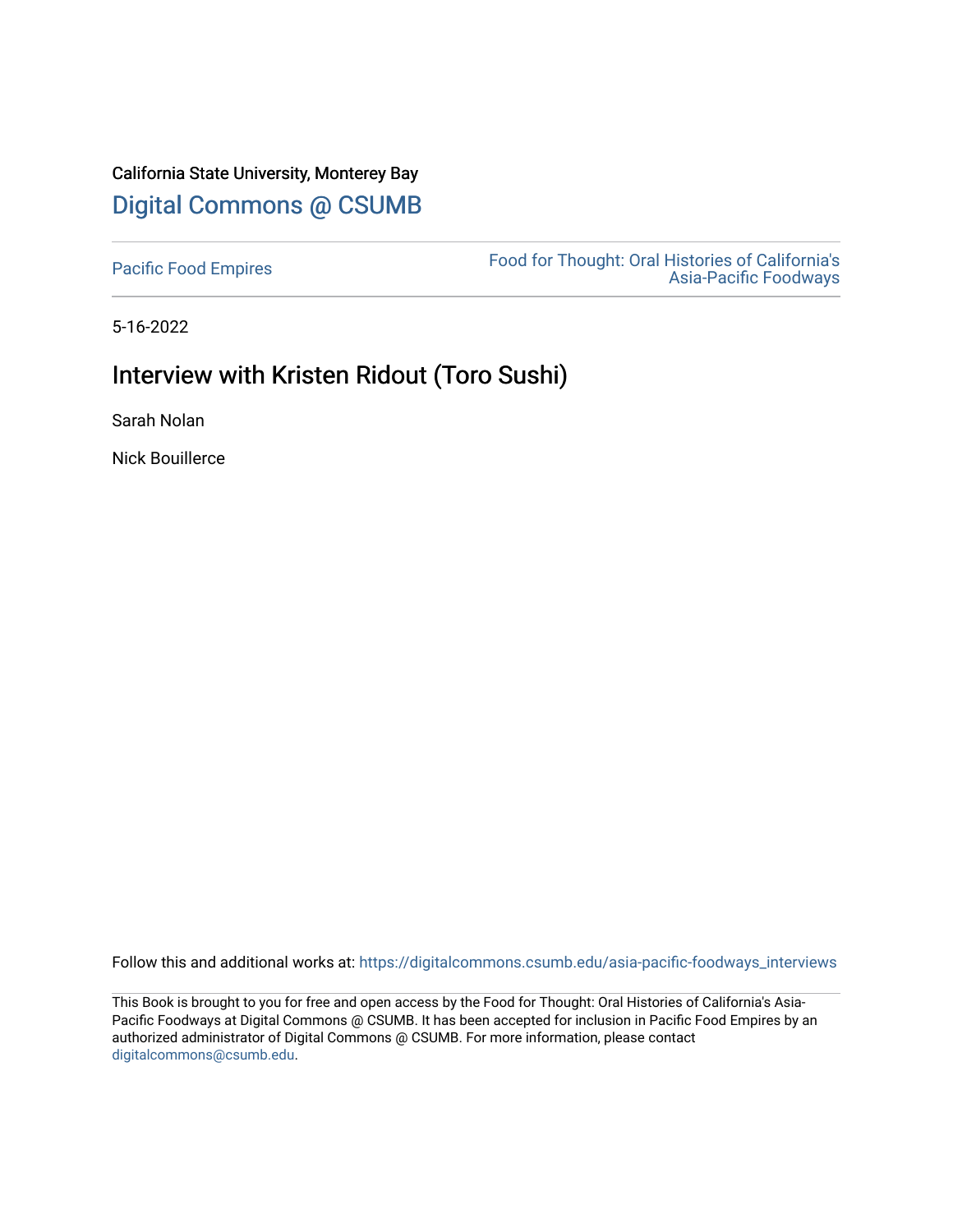California State University, Monterey Bay

Digital Commons @ CSUMB

Pacific Food Empires

Food for Thought: Oral Histories of California's Asia-Pacific Foodways

5-16-2022

# Interview with Kristen Ridout (Toro Sushi)

Sarah Nolan

Nick Bouillerce

Follow this and additional works at: https://digitalcommons.csumb.edu/asia-pacific-foodways_interviews

This Book is brought to you for free and open access by the Food for Thought: Oral Histories of California's Asia-Pacific Foodways at Digital Commons @ CSUMB. It has been accepted for inclusion in Pacific Food Empires by an authorized administrator of Digital Commons @ CSUMB. For more information, please contact digitalcommons@csumb.edu.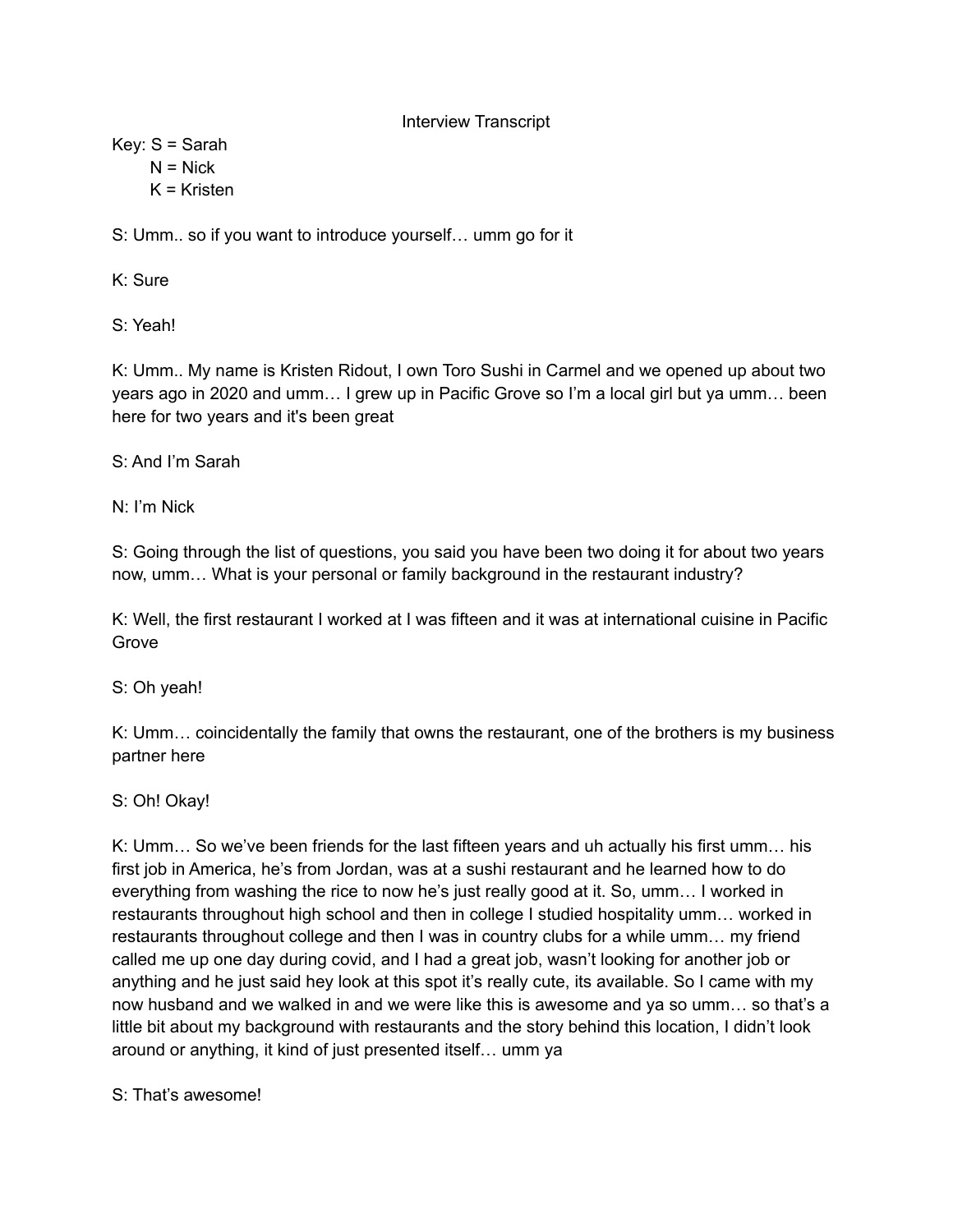Interview Transcript

Key: S = Sarah
N = Nick
K = Kristen

S: Umm.. so if you want to introduce yourself… umm go for it

K: Sure

S: Yeah!

K: Umm.. My name is Kristen Ridout, I own Toro Sushi in Carmel and we opened up about two years ago in 2020 and umm… I grew up in Pacific Grove so I'm a local girl but ya umm… been here for two years and it's been great

S: And I'm Sarah

N: I'm Nick

S: Going through the list of questions, you said you have been two doing it for about two years now, umm… What is your personal or family background in the restaurant industry?

K: Well, the first restaurant I worked at I was fifteen and it was at international cuisine in Pacific Grove

S: Oh yeah!

K: Umm… coincidentally the family that owns the restaurant, one of the brothers is my business partner here

S: Oh! Okay!

K: Umm… So we've been friends for the last fifteen years and uh actually his first umm… his first job in America, he's from Jordan, was at a sushi restaurant and he learned how to do everything from washing the rice to now he's just really good at it. So, umm… I worked in restaurants throughout high school and then in college I studied hospitality umm… worked in restaurants throughout college and then I was in country clubs for a while umm… my friend called me up one day during covid, and I had a great job, wasn't looking for another job or anything and he just said hey look at this spot it's really cute, its available. So I came with my now husband and we walked in and we were like this is awesome and ya so umm… so that's a little bit about my background with restaurants and the story behind this location, I didn't look around or anything, it kind of just presented itself… umm ya

S: That's awesome!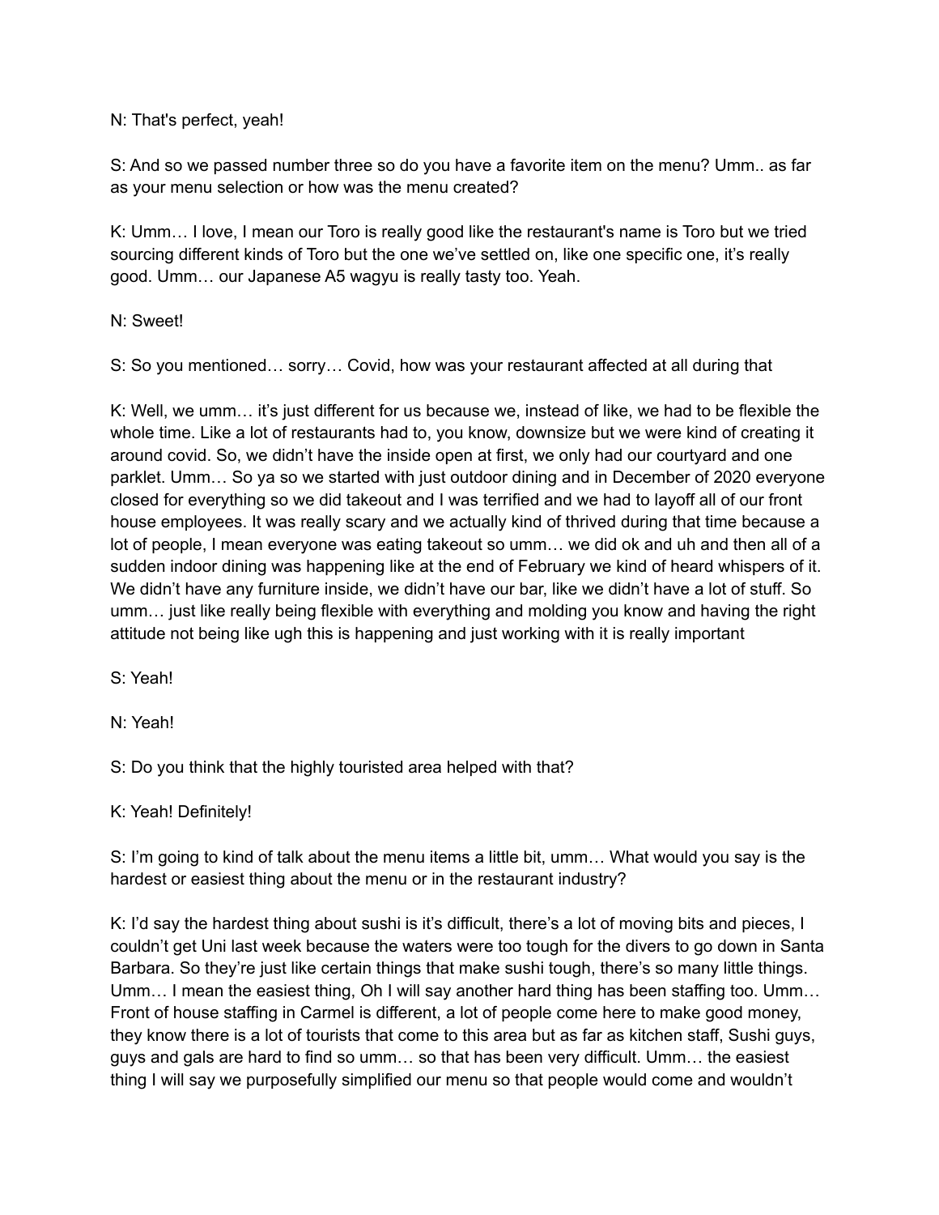N: That's perfect, yeah!

S: And so we passed number three so do you have a favorite item on the menu? Umm.. as far as your menu selection or how was the menu created?

K: Umm… I love, I mean our Toro is really good like the restaurant's name is Toro but we tried sourcing different kinds of Toro but the one we've settled on, like one specific one, it's really good. Umm… our Japanese A5 wagyu is really tasty too. Yeah.

N: Sweet!

S: So you mentioned… sorry… Covid, how was your restaurant affected at all during that

K: Well, we umm… it's just different for us because we, instead of like, we had to be flexible the whole time. Like a lot of restaurants had to, you know, downsize but we were kind of creating it around covid. So, we didn't have the inside open at first, we only had our courtyard and one parklet. Umm… So ya so we started with just outdoor dining and in December of 2020 everyone closed for everything so we did takeout and I was terrified and we had to layoff all of our front house employees. It was really scary and we actually kind of thrived during that time because a lot of people, I mean everyone was eating takeout so umm… we did ok and uh and then all of a sudden indoor dining was happening like at the end of February we kind of heard whispers of it. We didn't have any furniture inside, we didn't have our bar, like we didn't have a lot of stuff. So umm… just like really being flexible with everything and molding you know and having the right attitude not being like ugh this is happening and just working with it is really important

S: Yeah!

N: Yeah!

S: Do you think that the highly touristed area helped with that?

K: Yeah! Definitely!

S: I'm going to kind of talk about the menu items a little bit, umm… What would you say is the hardest or easiest thing about the menu or in the restaurant industry?

K: I'd say the hardest thing about sushi is it's difficult, there's a lot of moving bits and pieces, I couldn't get Uni last week because the waters were too tough for the divers to go down in Santa Barbara. So they're just like certain things that make sushi tough, there's so many little things. Umm… I mean the easiest thing, Oh I will say another hard thing has been staffing too. Umm… Front of house staffing in Carmel is different, a lot of people come here to make good money, they know there is a lot of tourists that come to this area but as far as kitchen staff, Sushi guys, guys and gals are hard to find so umm… so that has been very difficult. Umm… the easiest thing I will say we purposefully simplified our menu so that people would come and wouldn't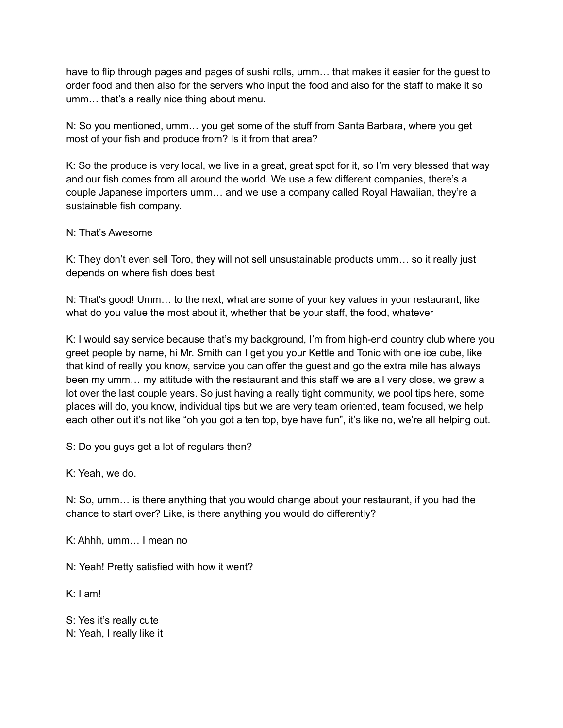have to flip through pages and pages of sushi rolls, umm… that makes it easier for the guest to order food and then also for the servers who input the food and also for the staff to make it so umm… that's a really nice thing about menu.

N: So you mentioned, umm… you get some of the stuff from Santa Barbara, where you get most of your fish and produce from? Is it from that area?

K: So the produce is very local, we live in a great, great spot for it, so I'm very blessed that way and our fish comes from all around the world. We use a few different companies, there's a couple Japanese importers umm… and we use a company called Royal Hawaiian, they're a sustainable fish company.

N: That's Awesome

K: They don't even sell Toro, they will not sell unsustainable products umm… so it really just depends on where fish does best

N: That's good! Umm… to the next, what are some of your key values in your restaurant, like what do you value the most about it, whether that be your staff, the food, whatever

K: I would say service because that's my background, I'm from high-end country club where you greet people by name, hi Mr. Smith can I get you your Kettle and Tonic with one ice cube, like that kind of really you know, service you can offer the guest and go the extra mile has always been my umm… my attitude with the restaurant and this staff we are all very close, we grew a lot over the last couple years. So just having a really tight community, we pool tips here, some places will do, you know, individual tips but we are very team oriented, team focused, we help each other out it's not like "oh you got a ten top, bye have fun", it's like no, we're all helping out.

S: Do you guys get a lot of regulars then?

K: Yeah, we do.

N: So, umm… is there anything that you would change about your restaurant, if you had the chance to start over? Like, is there anything you would do differently?

K: Ahhh, umm… I mean no

N: Yeah! Pretty satisfied with how it went?

K: I am!

S: Yes it's really cute
N: Yeah, I really like it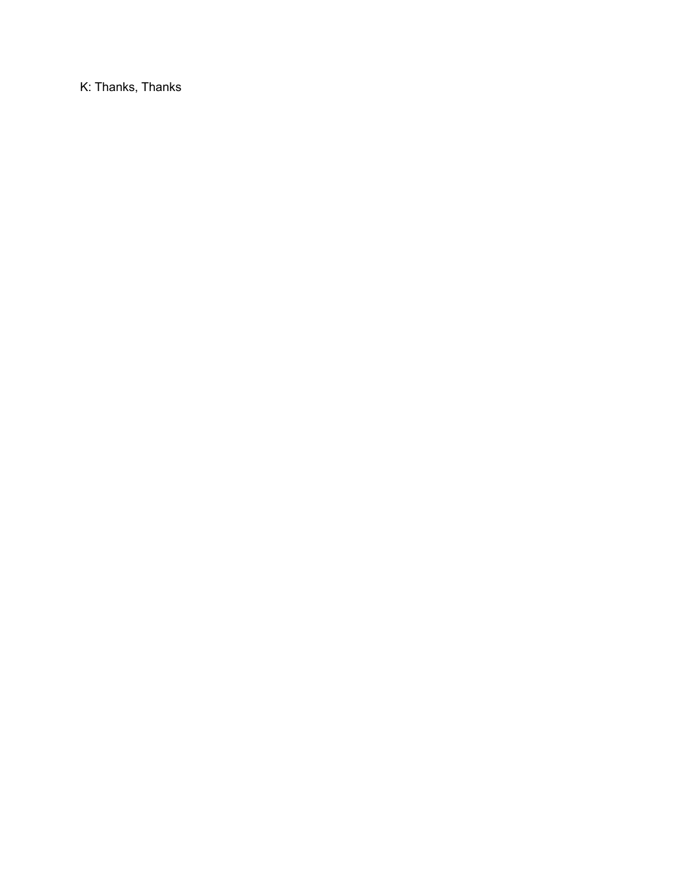K: Thanks, Thanks